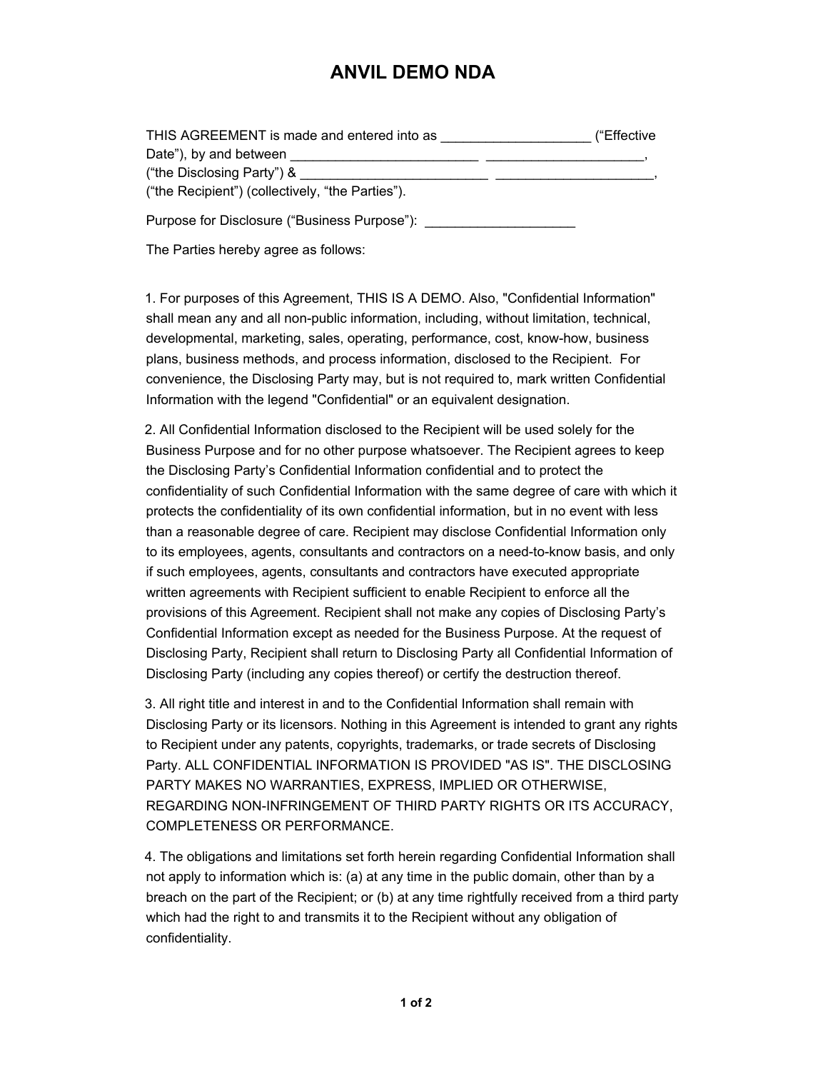# ANVIL DEMO NDA

THIS AGREEMENT is made and entered into as ____________________ ("Effective Date"), by and between _________________________ _____________________, ("the Disclosing Party") & _________________________ _____________________, ("the Recipient") (collectively, "the Parties").

Purpose for Disclosure ("Business Purpose"): ____________________

The Parties hereby agree as follows:

1. For purposes of this Agreement, THIS IS A DEMO. Also, "Confidential Information" shall mean any and all non-public information, including, without limitation, technical, developmental, marketing, sales, operating, performance, cost, know-how, business plans, business methods, and process information, disclosed to the Recipient. For convenience, the Disclosing Party may, but is not required to, mark written Confidential Information with the legend "Confidential" or an equivalent designation.

2. All Confidential Information disclosed to the Recipient will be used solely for the Business Purpose and for no other purpose whatsoever. The Recipient agrees to keep the Disclosing Party's Confidential Information confidential and to protect the confidentiality of such Confidential Information with the same degree of care with which it protects the confidentiality of its own confidential information, but in no event with less than a reasonable degree of care. Recipient may disclose Confidential Information only to its employees, agents, consultants and contractors on a need-to-know basis, and only if such employees, agents, consultants and contractors have executed appropriate written agreements with Recipient sufficient to enable Recipient to enforce all the provisions of this Agreement. Recipient shall not make any copies of Disclosing Party's Confidential Information except as needed for the Business Purpose. At the request of Disclosing Party, Recipient shall return to Disclosing Party all Confidential Information of Disclosing Party (including any copies thereof) or certify the destruction thereof.

3. All right title and interest in and to the Confidential Information shall remain with Disclosing Party or its licensors. Nothing in this Agreement is intended to grant any rights to Recipient under any patents, copyrights, trademarks, or trade secrets of Disclosing Party. ALL CONFIDENTIAL INFORMATION IS PROVIDED "AS IS". THE DISCLOSING PARTY MAKES NO WARRANTIES, EXPRESS, IMPLIED OR OTHERWISE, REGARDING NON-INFRINGEMENT OF THIRD PARTY RIGHTS OR ITS ACCURACY, COMPLETENESS OR PERFORMANCE.

4. The obligations and limitations set forth herein regarding Confidential Information shall not apply to information which is: (a) at any time in the public domain, other than by a breach on the part of the Recipient; or (b) at any time rightfully received from a third party which had the right to and transmits it to the Recipient without any obligation of confidentiality.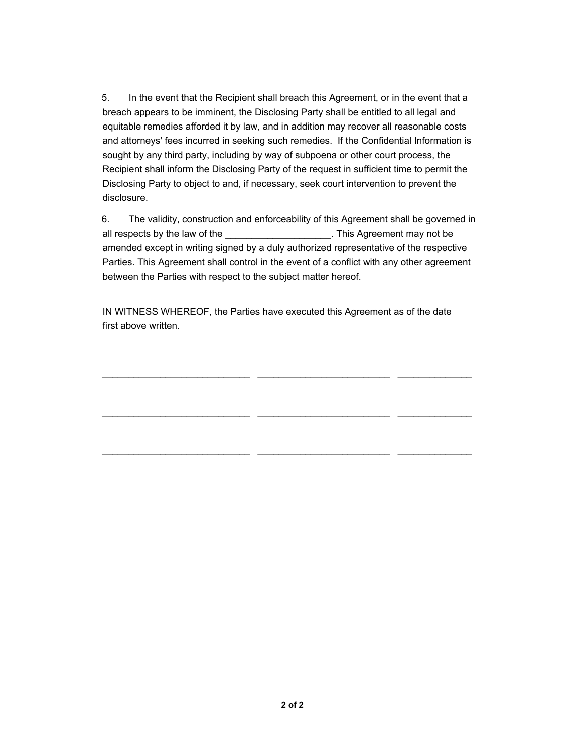5. In the event that the Recipient shall breach this Agreement, or in the event that a breach appears to be imminent, the Disclosing Party shall be entitled to all legal and equitable remedies afforded it by law, and in addition may recover all reasonable costs and attorneys' fees incurred in seeking such remedies. If the Confidential Information is sought by any third party, including by way of subpoena or other court process, the Recipient shall inform the Disclosing Party of the request in sufficient time to permit the Disclosing Party to object to and, if necessary, seek court intervention to prevent the disclosure.

6. The validity, construction and enforceability of this Agreement shall be governed in all respects by the law of the ___________________. This Agreement may not be amended except in writing signed by a duly authorized representative of the respective Parties. This Agreement shall control in the event of a conflict with any other agreement between the Parties with respect to the subject matter hereof.

IN WITNESS WHEREOF, the Parties have executed this Agreement as of the date first above written.

| | | |
|---|---|---|
| ____________________________ | _________________________ | ______________ |
| ____________________________ | _________________________ | ______________ |
| ____________________________ | _________________________ | ______________ |